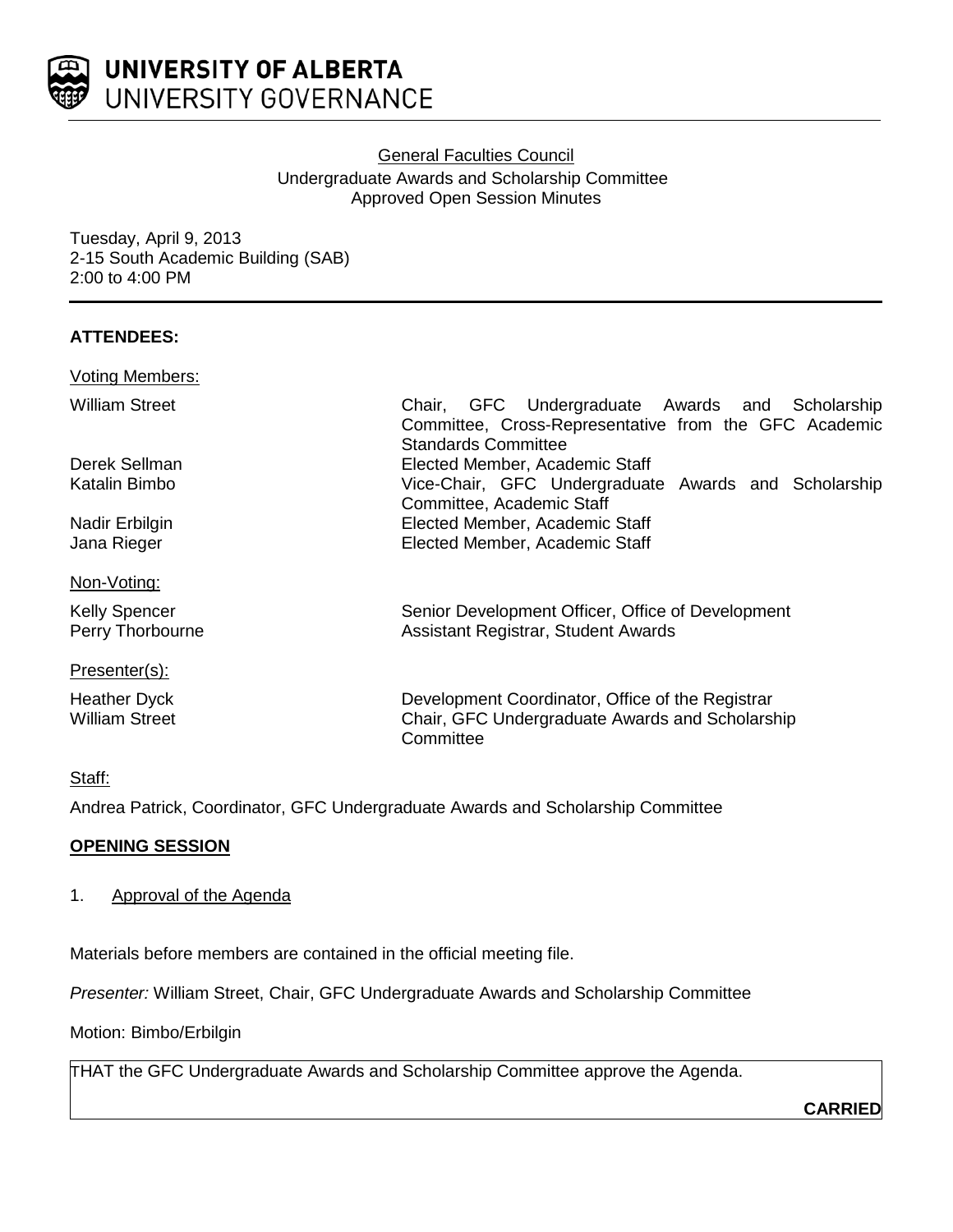UNIVERSITY OF ALBERTA
UNIVERSITY GOVERNANCE

General Faculties Council
Undergraduate Awards and Scholarship Committee
Approved Open Session Minutes

Tuesday, April 9, 2013
2-15 South Academic Building (SAB)
2:00 to 4:00 PM

**ATTENDEES:**

Voting Members:

| | |
|---|---|
| William Street | Chair, GFC Undergraduate Awards and Scholarship Committee, Cross-Representative from the GFC Academic Standards Committee |
| Derek Sellman | Elected Member, Academic Staff |
| Katalin Bimbo | Vice-Chair, GFC Undergraduate Awards and Scholarship Committee, Academic Staff |
| Nadir Erbilgin | Elected Member, Academic Staff |
| Jana Rieger | Elected Member, Academic Staff |

Non-Voting:

| | |
|---|---|
| Kelly Spencer | Senior Development Officer, Office of Development |
| Perry Thorbourne | Assistant Registrar, Student Awards |

Presenter(s):

| | |
|---|---|
| Heather Dyck | Development Coordinator, Office of the Registrar |
| William Street | Chair, GFC Undergraduate Awards and Scholarship Committee |

Staff:

Andrea Patrick, Coordinator, GFC Undergraduate Awards and Scholarship Committee

**OPENING SESSION**

1. Approval of the Agenda

Materials before members are contained in the official meeting file.

*Presenter:* William Street, Chair, GFC Undergraduate Awards and Scholarship Committee

Motion: Bimbo/Erbilgin

THAT the GFC Undergraduate Awards and Scholarship Committee approve the Agenda.

**CARRIED**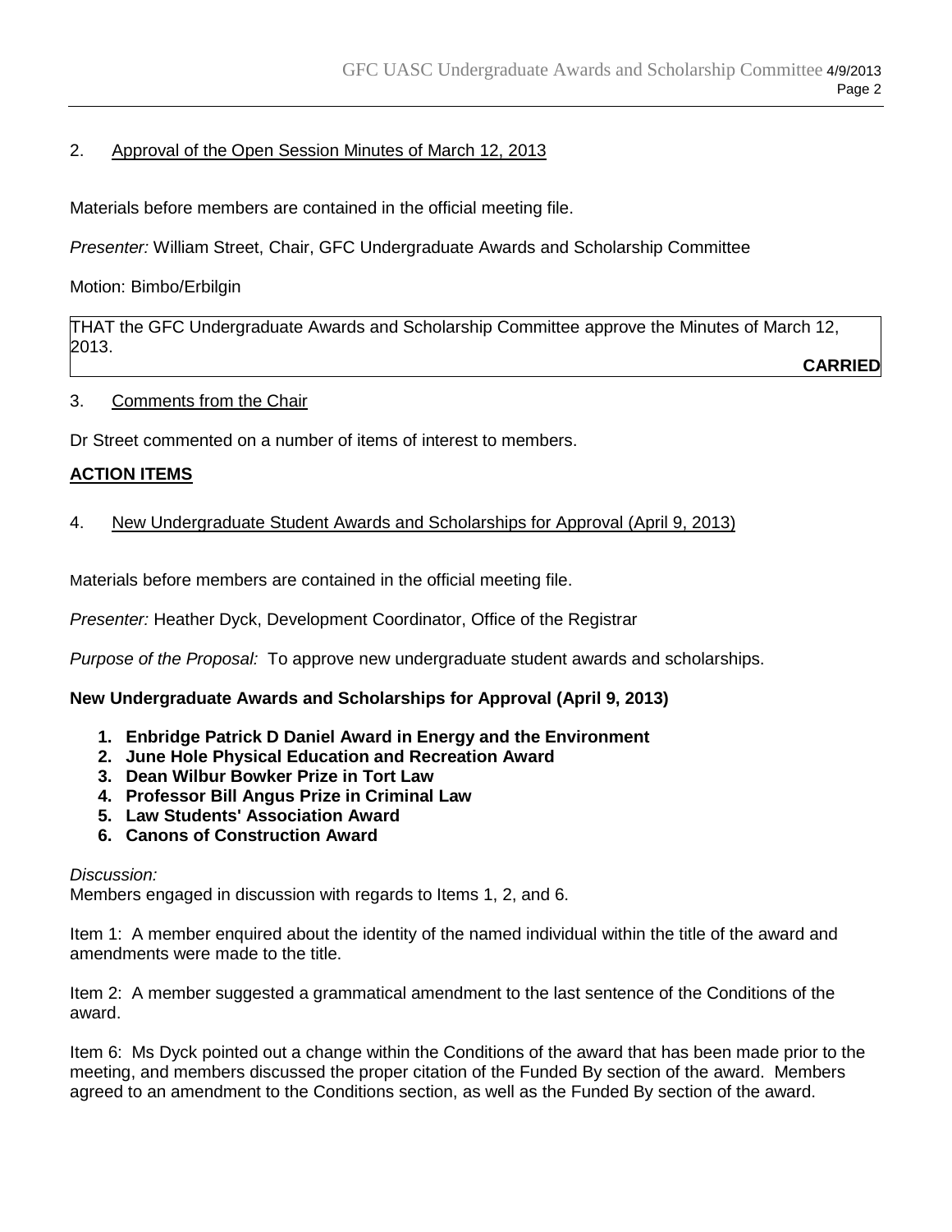2. Approval of the Open Session Minutes of March 12, 2013

Materials before members are contained in the official meeting file.

*Presenter:* William Street, Chair, GFC Undergraduate Awards and Scholarship Committee

Motion: Bimbo/Erbilgin

| THAT the GFC Undergraduate Awards and Scholarship Committee approve the Minutes of March 12, 2013. **CARRIED** |
|---|

3. Comments from the Chair

Dr Street commented on a number of items of interest to members.

**ACTION ITEMS**

4. New Undergraduate Student Awards and Scholarships for Approval (April 9, 2013)

Materials before members are contained in the official meeting file.

*Presenter:* Heather Dyck, Development Coordinator, Office of the Registrar

*Purpose of the Proposal:* To approve new undergraduate student awards and scholarships.

**New Undergraduate Awards and Scholarships for Approval (April 9, 2013)**

1. **Enbridge Patrick D Daniel Award in Energy and the Environment**
2. **June Hole Physical Education and Recreation Award**
3. **Dean Wilbur Bowker Prize in Tort Law**
4. **Professor Bill Angus Prize in Criminal Law**
5. **Law Students' Association Award**
6. **Canons of Construction Award**

*Discussion:*
Members engaged in discussion with regards to Items 1, 2, and 6.

Item 1: A member enquired about the identity of the named individual within the title of the award and amendments were made to the title.

Item 2: A member suggested a grammatical amendment to the last sentence of the Conditions of the award.

Item 6: Ms Dyck pointed out a change within the Conditions of the award that has been made prior to the meeting, and members discussed the proper citation of the Funded By section of the award. Members agreed to an amendment to the Conditions section, as well as the Funded By section of the award.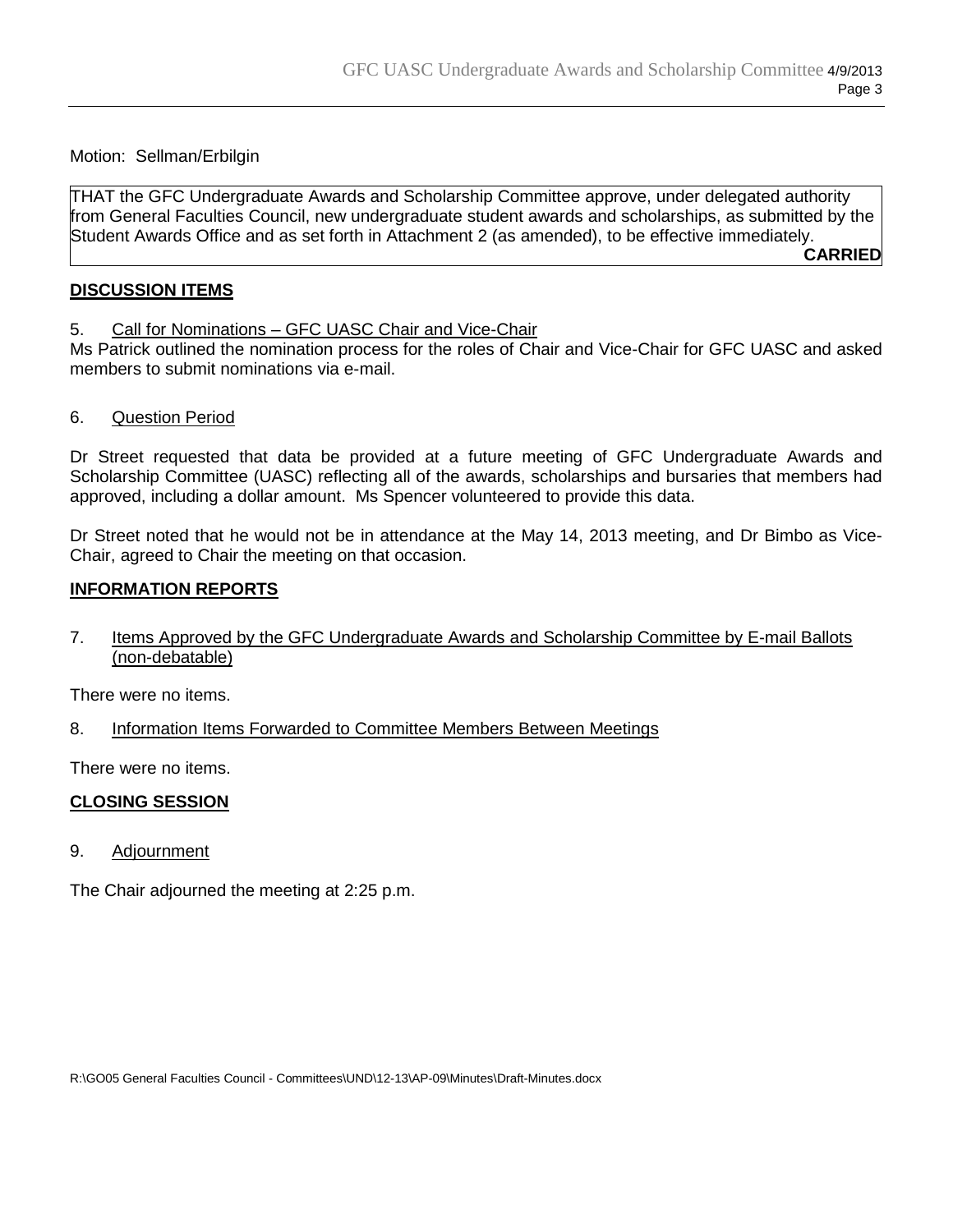Motion: Sellman/Erbilgin

THAT the GFC Undergraduate Awards and Scholarship Committee approve, under delegated authority from General Faculties Council, new undergraduate student awards and scholarships, as submitted by the Student Awards Office and as set forth in Attachment 2 (as amended), to be effective immediately.

**CARRIED**

## DISCUSSION ITEMS

5. Call for Nominations – GFC UASC Chair and Vice-Chair

Ms Patrick outlined the nomination process for the roles of Chair and Vice-Chair for GFC UASC and asked members to submit nominations via e-mail.

6. Question Period

Dr Street requested that data be provided at a future meeting of GFC Undergraduate Awards and Scholarship Committee (UASC) reflecting all of the awards, scholarships and bursaries that members had approved, including a dollar amount. Ms Spencer volunteered to provide this data.

Dr Street noted that he would not be in attendance at the May 14, 2013 meeting, and Dr Bimbo as Vice-Chair, agreed to Chair the meeting on that occasion.

## INFORMATION REPORTS

7. Items Approved by the GFC Undergraduate Awards and Scholarship Committee by E-mail Ballots (non-debatable)

There were no items.

8. Information Items Forwarded to Committee Members Between Meetings

There were no items.

## CLOSING SESSION

9. Adjournment

The Chair adjourned the meeting at 2:25 p.m.